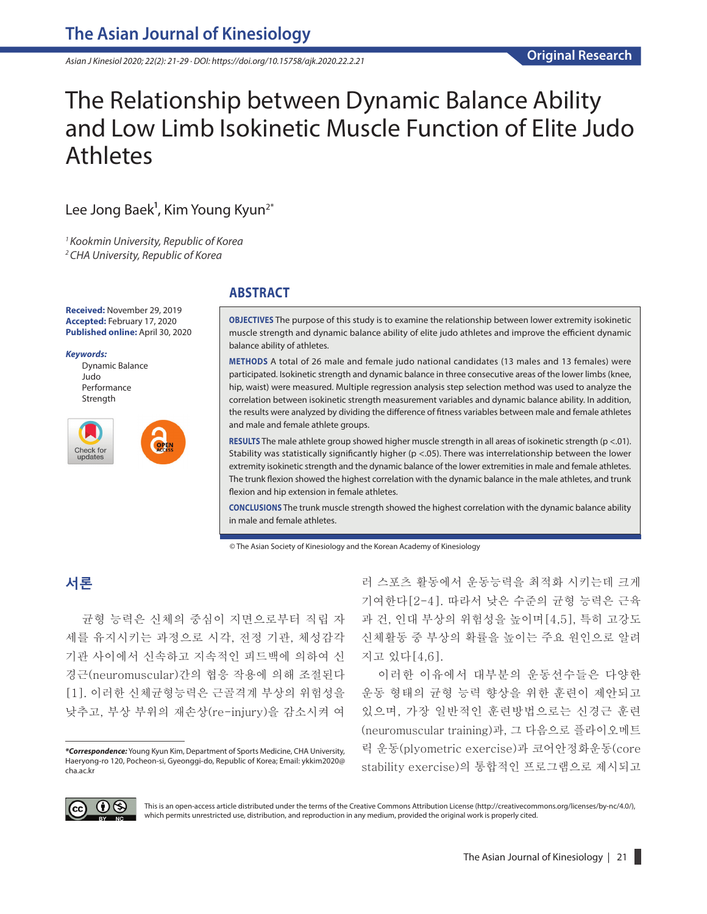Original Research

# The Relationship between Dynamic Balance Ability and Low Limb Isokinetic Muscle Function of Elite Judo Athletes

Lee Jong Baek[1], Kim Young Kyun[2*]

[1] Kookmin University, Republic of Korea
[2] CHA University, Republic of Korea

**Received:** November 29, 2019
**Accepted:** February 17, 2020
**Published online:** April 30, 2020

***Keywords:***
Dynamic Balance
Judo
Performance
Strength

## ABSTRACT

**OBJECTIVES** The purpose of this study is to examine the relationship between lower extremity isokinetic muscle strength and dynamic balance ability of elite judo athletes and improve the efficient dynamic balance ability of athletes.

**METHODS** A total of 26 male and female judo national candidates (13 males and 13 females) were participated. Isokinetic strength and dynamic balance in three consecutive areas of the lower limbs (knee, hip, waist) were measured. Multiple regression analysis step selection method was used to analyze the correlation between isokinetic strength measurement variables and dynamic balance ability. In addition, the results were analyzed by dividing the difference of fitness variables between male and female athletes and male and female athlete groups.

**RESULTS** The male athlete group showed higher muscle strength in all areas of isokinetic strength ($p < .01$). Stability was statistically significantly higher ($p < .05$). There was interrelationship between the lower extremity isokinetic strength and the dynamic balance of the lower extremities in male and female athletes. The trunk flexion showed the highest correlation with the dynamic balance in the male athletes, and trunk flexion and hip extension in female athletes.

**CONCLUSIONS** The trunk muscle strength showed the highest correlation with the dynamic balance ability in male and female athletes.

© The Asian Society of Kinesiology and the Korean Academy of Kinesiology

## 서론

균형 능력은 신체의 중심이 지면으로부터 직립 자세를 유지시키는 과정으로 시각, 전정 기관, 체성감각기관 사이에서 신속하고 지속적인 피드백에 의하여 신경근(neuromuscular)간의 협응 작용에 의해 조절된다[1]. 이러한 신체균형능력은 근골격계 부상의 위험성을 낮추고, 부상 부위의 재손상(re-injury)을 감소시켜 여러 스포츠 활동에서 운동능력을 최적화 시키는데 크게 기여한다[2-4]. 따라서 낮은 수준의 균형 능력은 근육과 건, 인대 부상의 위험성을 높이며[4,5], 특히 고강도 신체활동 중 부상의 확률을 높이는 주요 원인으로 알려지고 있다[4,6].

이러한 이유에서 대부분의 운동선수들은 다양한 운동 형태의 균형 능력 향상을 위한 훈련이 제안되고 있으며, 가장 일반적인 훈련방법으로는 신경근 훈련(neuromuscular training)과, 그 다음으로 플라이오메트릭 운동(plyometric exercise)과 코어안정화운동(core stability exercise)의 통합적인 프로그램으로 제시되고

*Correspondence:* Young Kyun Kim, Department of Sports Medicine, CHA University, Haeryong-ro 120, Pocheon-si, Gyeonggi-do, Republic of Korea; Email: ykkim2020@cha.ac.kr

This is an open-access article distributed under the terms of the Creative Commons Attribution License (http://creativecommons.org/licenses/by-nc/4.0/), which permits unrestricted use, distribution, and reproduction in any medium, provided the original work is properly cited.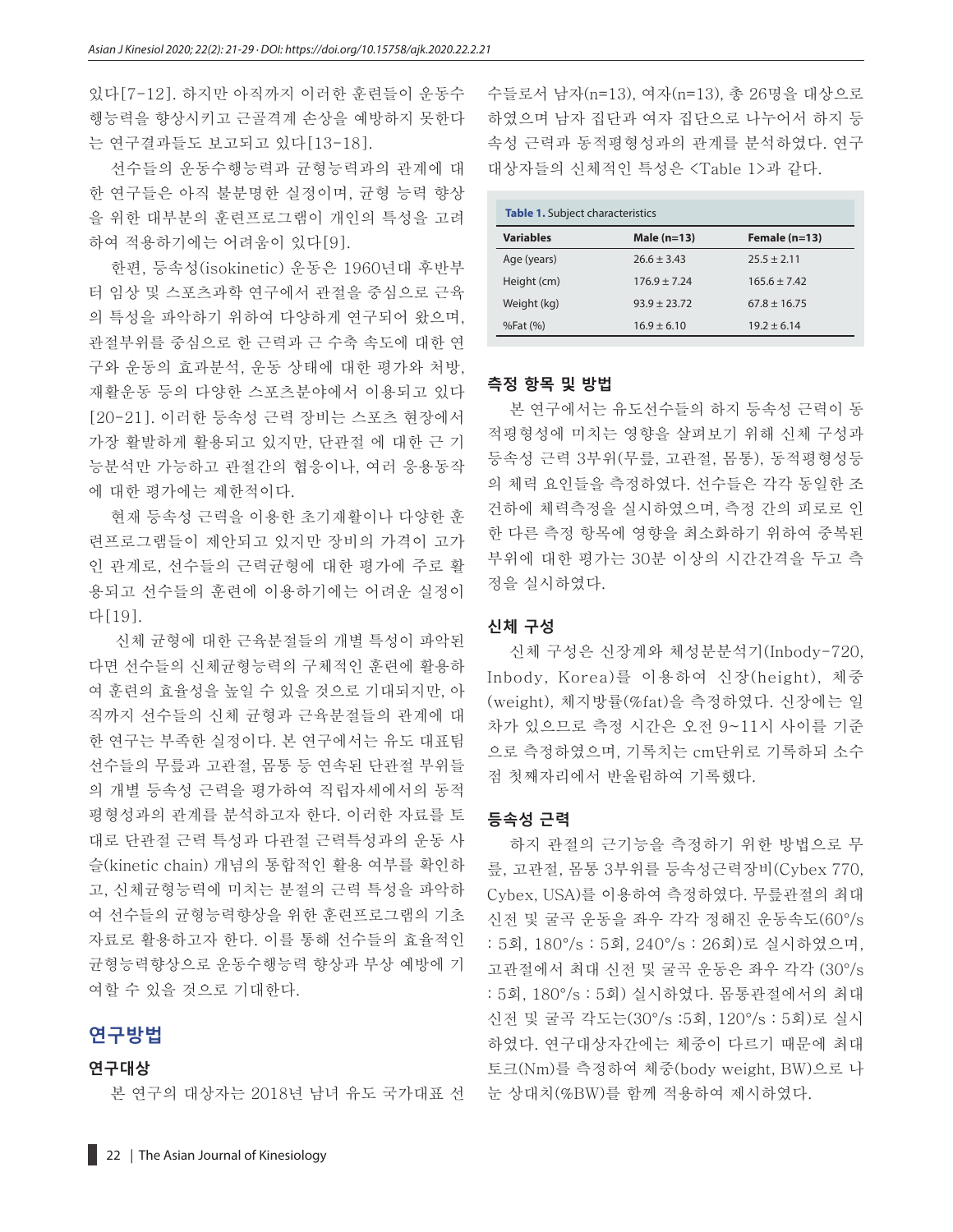있다[7-12]. 하지만 아직까지 이러한 훈련들이 운동수행능력을 향상시키고 근골격계 손상을 예방하지 못한다는 연구결과들도 보고되고 있다[13-18].

선수들의 운동수행능력과 균형능력과의 관계에 대한 연구들은 아직 불분명한 실정이며, 균형 능력 향상을 위한 대부분의 훈련프로그램이 개인의 특성을 고려하여 적용하기에는 어려움이 있다[9].

한편, 등속성(isokinetic) 운동은 1960년대 후반부터 임상 및 스포츠과학 연구에서 관절을 중심으로 근육의 특성을 파악하기 위하여 다양하게 연구되어 왔으며, 관절부위를 중심으로 한 근력과 근 수축 속도에 대한 연구와 운동의 효과분석, 운동 상태에 대한 평가와 처방, 재활운동 등의 다양한 스포츠분야에서 이용되고 있다[20-21]. 이러한 등속성 근력 장비는 스포츠 현장에서 가장 활발하게 활용되고 있지만, 단관절 에 대한 근 기능분석만 가능하고 관절간의 협응이나, 여러 응용동작에 대한 평가에는 제한적이다.

현재 등속성 근력을 이용한 초기재활이나 다양한 훈련프로그램들이 제안되고 있지만 장비의 가격이 고가인 관계로, 선수들의 근력균형에 대한 평가에 주로 활용되고 선수들의 훈련에 이용하기에는 어려운 실정이다[19].

신체 균형에 대한 근육분절들의 개별 특성이 파악된다면 선수들의 신체균형능력의 구체적인 훈련에 활용하여 훈련의 효율성을 높일 수 있을 것으로 기대되지만, 아직까지 선수들의 신체 균형과 근육분절들의 관계에 대한 연구는 부족한 실정이다. 본 연구에서는 유도 대표팀 선수들의 무릎과 고관절, 몸통 등 연속된 단관절 부위들의 개별 등속성 근력을 평가하여 직립자세에서의 동적평형성과의 관계를 분석하고자 한다. 이러한 자료를 토대로 단관절 근력 특성과 다관절 근력특성과의 운동 사슬(kinetic chain) 개념의 통합적인 활용 여부를 확인하고, 신체균형능력에 미치는 분절의 근력 특성을 파악하여 선수들의 균형능력향상을 위한 훈련프로그램의 기초자료로 활용하고자 한다. 이를 통해 선수들의 효율적인 균형능력향상으로 운동수행능력 향상과 부상 예방에 기여할 수 있을 것으로 기대한다.

## 연구방법

### 연구대상

본 연구의 대상자는 2018년 남녀 유도 국가대표 선수들로서 남자(n=13), 여자(n=13), 총 26명을 대상으로 하였으며 남자 집단과 여자 집단으로 나누어서 하지 등속성 근력과 동적평형성과의 관계를 분석하였다. 연구대상자들의 신체적인 특성은 <Table 1>과 같다.

**Table 1.** Subject characteristics

| Variables | Male (n=13) | Female (n=13) |
|---|---|---|
| Age (years) | 26.6 ± 3.43 | 25.5 ± 2.11 |
| Height (cm) | 176.9 ± 7.24 | 165.6 ± 7.42 |
| Weight (kg) | 93.9 ± 23.72 | 67.8 ± 16.75 |
| %Fat (%) | 16.9 ± 6.10 | 19.2 ± 6.14 |

### 측정 항목 및 방법

본 연구에서는 유도선수들의 하지 등속성 근력이 동적평형성에 미치는 영향을 살펴보기 위해 신체 구성과 등속성 근력 3부위(무릎, 고관절, 몸통), 동적평형성등의 체력 요인들을 측정하였다. 선수들은 각각 동일한 조건하에 체력측정을 실시하였으며, 측정 간의 피로로 인한 다른 측정 항목에 영향을 최소화하기 위하여 중복된 부위에 대한 평가는 30분 이상의 시간간격을 두고 측정을 실시하였다.

### 신체 구성

신체 구성은 신장계와 체성분분석기(Inbody-720, Inbody, Korea)를 이용하여 신장(height), 체중(weight), 체지방률(%fat)을 측정하였다. 신장에는 일차가 있으므로 측정 시간은 오전 9~11시 사이를 기준으로 측정하였으며, 기록치는 cm단위로 기록하되 소수점 첫째자리에서 반올림하여 기록했다.

### 등속성 근력

하지 관절의 근기능을 측정하기 위한 방법으로 무릎, 고관절, 몸통 3부위를 등속성근력장비(Cybex 770, Cybex, USA)를 이용하여 측정하였다. 무릎관절의 최대 신전 및 굴곡 운동을 좌우 각각 정해진 운동속도(60°/s : 5회, 180°/s : 5회, 240°/s : 26회)로 실시하였으며, 고관절에서 최대 신전 및 굴곡 운동은 좌우 각각 (30°/s : 5회, 180°/s : 5회) 실시하였다. 몸통관절에서의 최대 신전 및 굴곡 각도는(30°/s :5회, 120°/s : 5회)로 실시하였다. 연구대상자간에는 체중이 다르기 때문에 최대 토크(Nm)를 측정하여 체중(body weight, BW)으로 나눈 상대치(%BW)를 함께 적용하여 제시하였다.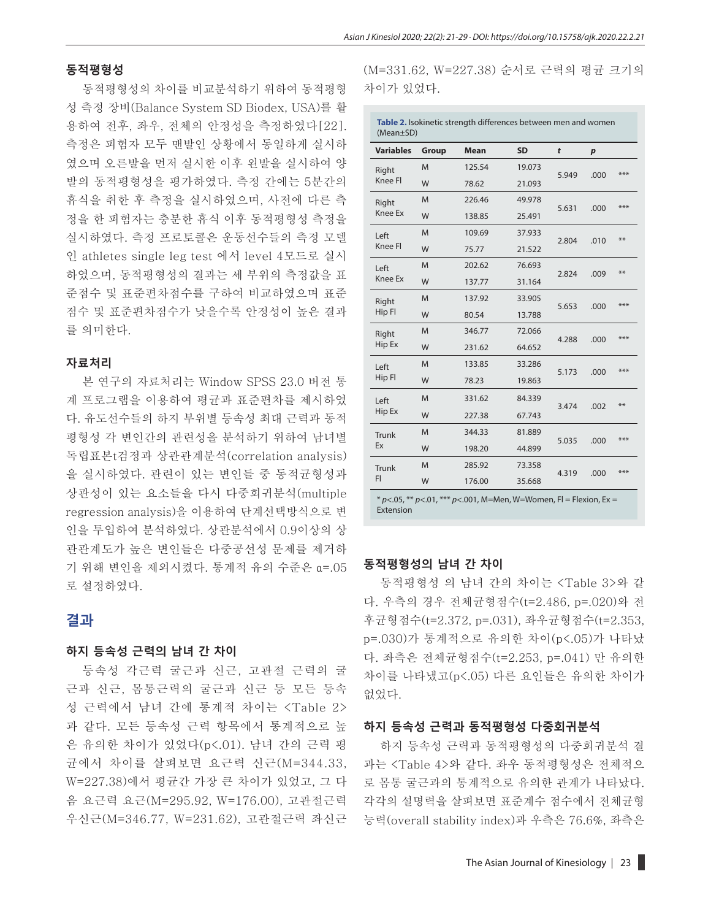### 동적평형성

동적평형성의 차이를 비교분석하기 위하여 동적평형성 측정 장비(Balance System SD Biodex, USA)를 활용하여 전후, 좌우, 전체의 안정성을 측정하였다[22]. 측정은 피험자 모두 맨발인 상황에서 동일하게 실시하였으며 오른발을 먼저 실시한 이후 왼발을 실시하여 양발의 동적평형성을 평가하였다. 측정 간에는 5분간의 휴식을 취한 후 측정을 실시하였으며, 사전에 다른 측정을 한 피험자는 충분한 휴식 이후 동적평형성 측정을 실시하였다. 측정 프로토콜은 운동선수들의 측정 모델인 athletes single leg test 에서 level 4모드로 실시하였으며, 동적평형성의 결과는 세 부위의 측정값을 표준점수 및 표준편차점수를 구하여 비교하였으며 표준점수 및 표준편차점수가 낮을수록 안정성이 높은 결과를 의미한다.

### 자료처리

본 연구의 자료처리는 Window SPSS 23.0 버전 통계 프로그램을 이용하여 평균과 표준편차를 제시하였다. 유도선수들의 하지 부위별 등속성 최대 근력과 동적평형성 각 변인간의 관련성을 분석하기 위하여 남녀별 독립표본t검정과 상관관계분석(correlation analysis)을 실시하였다. 관련이 있는 변인들 중 동적균형성과 상관성이 있는 요소들을 다시 다중회귀분석(multiple regression analysis)을 이용하여 단계선택방식으로 변인을 투입하여 분석하였다. 상관분석에서 0.9이상의 상관관계도가 높은 변인들은 다중공선성 문제를 제거하기 위해 변인을 제외시켰다. 통계적 유의 수준은 α=.05로 설정하였다.

## 결과

### 하지 등속성 근력의 남녀 간 차이

등속성 각근력 굴근과 신근, 고관절 근력의 굴근과 신근, 몸통근력의 굴근과 신근 등 모든 등속성 근력에서 남녀 간에 통계적 차이는 <Table 2>과 같다. 모든 등속성 근력 항목에서 통계적으로 높은 유의한 차이가 있었다(p<.01). 남녀 간의 근력 평균에서 차이를 살펴보면 요근력 신근(M=344.33, W=227.38)에서 평균간 가장 큰 차이가 있었고, 그 다음 요근력 요근(M=295.92, W=176.00), 고관절근력 우신근(M=346.77, W=231.62), 고관절근력 좌신근(M=331.62, W=227.38) 순서로 근력의 평균 크기의 차이가 있었다.

**Table 2.** Isokinetic strength differences between men and women (Mean±SD)

| Variables | Group | Mean | SD | *t* | *p* | |
|---|---|---|---|---|---|---|
| Right Knee Fl | M | 125.54 | 19.073 | 5.949 | .000 | *** |
| | W | 78.62 | 21.093 | | | |
| Right Knee Ex | M | 226.46 | 49.978 | 5.631 | .000 | *** |
| | W | 138.85 | 25.491 | | | |
| Left Knee Fl | M | 109.69 | 37.933 | 2.804 | .010 | ** |
| | W | 75.77 | 21.522 | | | |
| Left Knee Ex | M | 202.62 | 76.693 | 2.824 | .009 | ** |
| | W | 137.77 | 31.164 | | | |
| Right Hip Fl | M | 137.92 | 33.905 | 5.653 | .000 | *** |
| | W | 80.54 | 13.788 | | | |
| Right Hip Ex | M | 346.77 | 72.066 | 4.288 | .000 | *** |
| | W | 231.62 | 64.652 | | | |
| Left Hip Fl | M | 133.85 | 33.286 | 5.173 | .000 | *** |
| | W | 78.23 | 19.863 | | | |
| Left Hip Ex | M | 331.62 | 84.339 | 3.474 | .002 | ** |
| | W | 227.38 | 67.743 | | | |
| Trunk Ex | M | 344.33 | 81.889 | 5.035 | .000 | *** |
| | W | 198.20 | 44.899 | | | |
| Trunk Fl | M | 285.92 | 73.358 | 4.319 | .000 | *** |
| | W | 176.00 | 35.668 | | | |

* *p*<.05, ** *p*<.01, *** *p*<.001, M=Men, W=Women, Fl = Flexion, Ex = Extension

### 동적평형성의 남녀 간 차이

동적평형성 의 남녀 간의 차이는 <Table 3>와 같다. 우측의 경우 전체균형점수(t=2.486, p=.020)와 전후균형점수(t=2.372, p=.031), 좌우균형점수(t=2.353, p=.030)가 통계적으로 유의한 차이(p<.05)가 나타났다. 좌측은 전체균형점수(t=2.253, p=.041) 만 유의한 차이를 나타냈고(p<.05) 다른 요인들은 유의한 차이가 없었다.

### 하지 등속성 근력과 동적평형성 다중회귀분석

하지 등속성 근력과 동적평형성의 다중회귀분석 결과는 <Table 4>와 같다. 좌우 동적평형성은 전체적으로 몸통 굴근과의 통계적으로 유의한 관계가 나타났다. 각각의 설명력을 살펴보면 표준계수 점수에서 전체균형능력(overall stability index)과 우측은 76.6%, 좌측은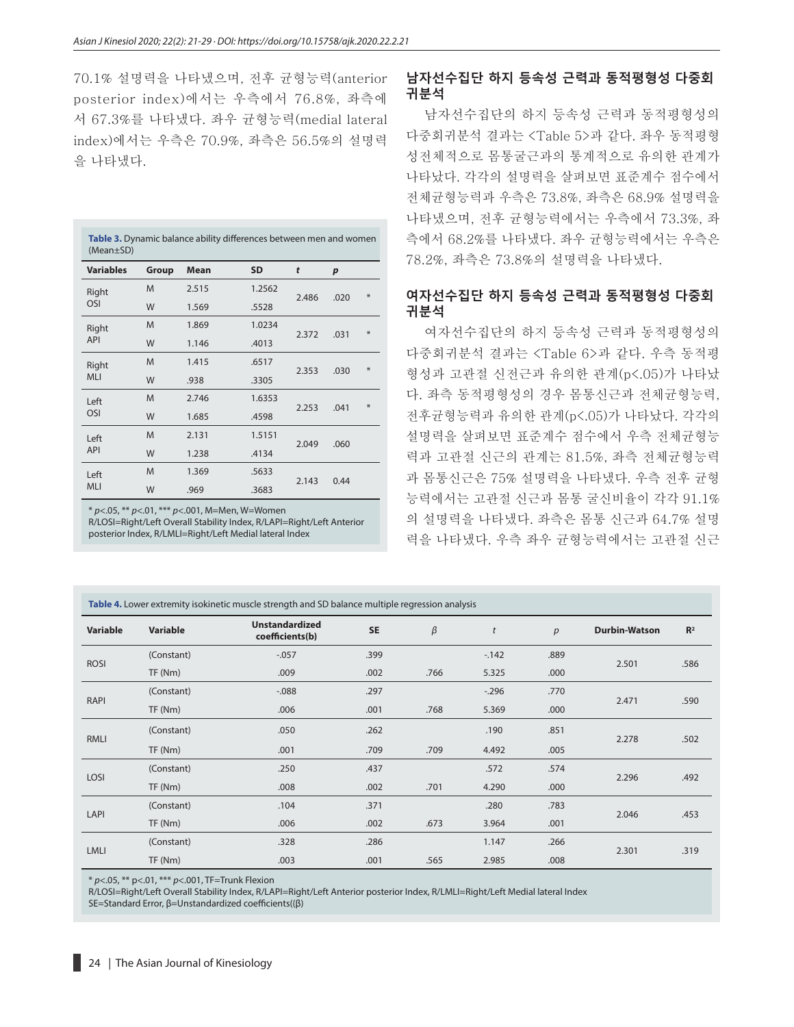70.1% 설명력을 나타냈으며, 전후 균형능력(anterior posterior index)에서는 우측에서 76.8%, 좌측에서 67.3%를 나타냈다. 좌우 균형능력(medial lateral index)에서는 우측은 70.9%, 좌측은 56.5%의 설명력을 나타냈다.

**Table 3.** Dynamic balance ability differences between men and women (Mean±SD)

| Variables | Group | Mean | SD | *t* | *p* | |
|---|---|---|---|---|---|---|
| Right OSI | M | 2.515 | 1.2562 | 2.486 | .020 | * |
| | W | 1.569 | .5528 | | | |
| Right API | M | 1.869 | 1.0234 | 2.372 | .031 | * |
| | W | 1.146 | .4013 | | | |
| Right MLI | M | 1.415 | .6517 | 2.353 | .030 | * |
| | W | .938 | .3305 | | | |
| Left OSI | M | 2.746 | 1.6353 | 2.253 | .041 | * |
| | W | 1.685 | .4598 | | | |
| Left API | M | 2.131 | 1.5151 | 2.049 | .060 | |
| | W | 1.238 | .4134 | | | |
| Left MLI | M | 1.369 | .5633 | 2.143 | 0.44 | |
| | W | .969 | .3683 | | | |

\* $p<.05$, ** $p<.01$, *** $p<.001$, M=Men, W=Women
R/LOSI=Right/Left Overall Stability Index, R/LAPI=Right/Left Anterior posterior Index, R/LMLI=Right/Left Medial lateral Index

## 남자선수집단 하지 등속성 근력과 동적평형성 다중회귀분석

남자선수집단의 하지 등속성 근력과 동적평형성의 다중회귀분석 결과는 <Table 5>과 같다. 좌우 동적평형성전체적으로 몸통굴근과의 통계적으로 유의한 관계가 나타났다. 각각의 설명력을 살펴보면 표준계수 점수에서 전체균형능력과 우측은 73.8%, 좌측은 68.9% 설명력을 나타냈으며, 전후 균형능력에서는 우측에서 73.3%, 좌측에서 68.2%를 나타냈다. 좌우 균형능력에서는 우측은 78.2%, 좌측은 73.8%의 설명력을 나타냈다.

## 여자선수집단 하지 등속성 근력과 동적평형성 다중회귀분석

여자선수집단의 하지 등속성 근력과 동적평형성의 다중회귀분석 결과는 <Table 6>과 같다. 우측 동적평형성과 고관절 신전근과 유의한 관계($p<.05$)가 나타났다. 좌측 동적평형성의 경우 몸통신근과 전체균형능력, 전후균형능력과 유의한 관계($p<.05$)가 나타났다. 각각의 설명력을 살펴보면 표준계수 점수에서 우측 전체균형능력과 고관절 신근의 관계는 81.5%, 좌측 전체균형능력과 몸통신근은 75% 설명력을 나타냈다. 우측 전후 균형능력에서는 고관절 신근과 몸통 굴신비율이 각각 91.1%의 설명력을 나타냈다. 좌측은 몸통 신근과 64.7% 설명력을 나타냈다. 우측 좌우 균형능력에서는 고관절 신근

**Table 4.** Lower extremity isokinetic muscle strength and SD balance multiple regression analysis

| Variable | Variable | Unstandardized coefficients(b) | SE | *β* | *t* | *p* | Durbin-Watson | $R^2$ |
|---|---|---|---|---|---|---|---|---|
| ROSI | (Constant) | -.057 | .399 | | -.142 | .889 | 2.501 | .586 |
| | TF (Nm) | .009 | .002 | .766 | 5.325 | .000 | | |
| RAPI | (Constant) | -.088 | .297 | | -.296 | .770 | 2.471 | .590 |
| | TF (Nm) | .006 | .001 | .768 | 5.369 | .000 | | |
| RMLI | (Constant) | .050 | .262 | | .190 | .851 | 2.278 | .502 |
| | TF (Nm) | .001 | .709 | .709 | 4.492 | .005 | | |
| LOSI | (Constant) | .250 | .437 | | .572 | .574 | 2.296 | .492 |
| | TF (Nm) | .008 | .002 | .701 | 4.290 | .000 | | |
| LAPI | (Constant) | .104 | .371 | | .280 | .783 | 2.046 | .453 |
| | TF (Nm) | .006 | .002 | .673 | 3.964 | .001 | | |
| LMLI | (Constant) | .328 | .286 | | 1.147 | .266 | 2.301 | .319 |
| | TF (Nm) | .003 | .001 | .565 | 2.985 | .008 | | |

\* $p<.05$, ** $p<.01$, *** $p<.001$, TF=Trunk Flexion
R/LOSI=Right/Left Overall Stability Index, R/LAPI=Right/Left Anterior posterior Index, R/LMLI=Right/Left Medial lateral Index
SE=Standard Error, β=Unstandardized coefficients((β)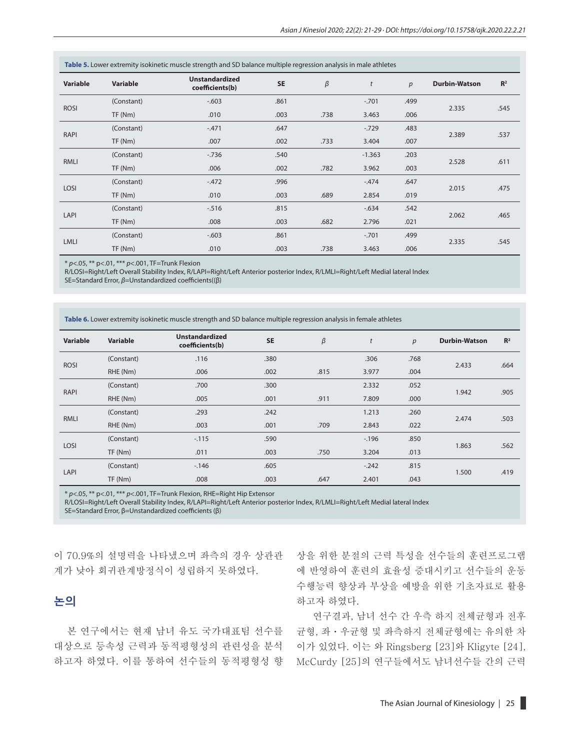**Table 5.** Lower extremity isokinetic muscle strength and SD balance multiple regression analysis in male athletes

| Variable | Variable | Unstandardized coefficients(b) | SE | $\beta$ | $t$ | $p$ | Durbin-Watson | $R^2$ |
|---|---|---|---|---|---|---|---|---|
| ROSI | (Constant) | -.603 | .861 | | -.701 | .499 | 2.335 | .545 |
| | TF (Nm) | .010 | .003 | .738 | 3.463 | .006 | | |
| RAPI | (Constant) | -.471 | .647 | | -.729 | .483 | 2.389 | .537 |
| | TF (Nm) | .007 | .002 | .733 | 3.404 | .007 | | |
| RMLI | (Constant) | -.736 | .540 | | -1.363 | .203 | 2.528 | .611 |
| | TF (Nm) | .006 | .002 | .782 | 3.962 | .003 | | |
| LOSI | (Constant) | -.472 | .996 | | -.474 | .647 | 2.015 | .475 |
| | TF (Nm) | .010 | .003 | .689 | 2.854 | .019 | | |
| LAPI | (Constant) | -.516 | .815 | | -.634 | .542 | 2.062 | .465 |
| | TF (Nm) | .008 | .003 | .682 | 2.796 | .021 | | |
| LMLI | (Constant) | -.603 | .861 | | -.701 | .499 | 2.335 | .545 |
| | TF (Nm) | .010 | .003 | .738 | 3.463 | .006 | | |

* $p$<.05, ** p<.01, *** $p$<.001, TF=Trunk Flexion
R/LOSI=Right/Left Overall Stability Index, R/LAPI=Right/Left Anterior posterior Index, R/LMLI=Right/Left Medial lateral Index
SE=Standard Error, $\beta$=Unstandardized coefficients(($\beta$)

**Table 6.** Lower extremity isokinetic muscle strength and SD balance multiple regression analysis in female athletes

| Variable | Variable | Unstandardized coefficients(b) | SE | $\beta$ | $t$ | $p$ | Durbin-Watson | $R^2$ |
|---|---|---|---|---|---|---|---|---|
| ROSI | (Constant) | .116 | .380 | | .306 | .768 | 2.433 | .664 |
| | RHE (Nm) | .006 | .002 | .815 | 3.977 | .004 | | |
| RAPI | (Constant) | .700 | .300 | | 2.332 | .052 | 1.942 | .905 |
| | RHE (Nm) | .005 | .001 | .911 | 7.809 | .000 | | |
| RMLI | (Constant) | .293 | .242 | | 1.213 | .260 | 2.474 | .503 |
| | RHE (Nm) | .003 | .001 | .709 | 2.843 | .022 | | |
| LOSI | (Constant) | -.115 | .590 | | -.196 | .850 | 1.863 | .562 |
| | TF (Nm) | .011 | .003 | .750 | 3.204 | .013 | | |
| LAPI | (Constant) | -.146 | .605 | | -.242 | .815 | 1.500 | .419 |
| | TF (Nm) | .008 | .003 | .647 | 2.401 | .043 | | |

* $p$<.05, ** p<.01, *** $p$<.001, TF=Trunk Flexion, RHE=Right Hip Extensor
R/LOSI=Right/Left Overall Stability Index, R/LAPI=Right/Left Anterior posterior Index, R/LMLI=Right/Left Medial lateral Index
SE=Standard Error, β=Unstandardized coefficients (β)

이 70.9%의 설명력을 나타냈으며 좌측의 경우 상관관계가 낮아 회귀관계방정식이 성립하지 못하였다.

## 논의

본 연구에서는 현재 남녀 유도 국가대표팀 선수를 대상으로 등속성 근력과 동적평형성의 관련성을 분석하고자 하였다. 이를 통하여 선수들의 동적평형성 향상을 위한 분절의 근력 특성을 선수들의 훈련프로그램에 반영하여 훈련의 효율성 증대시키고 선수들의 운동수행능력 향상과 부상을 예방을 위한 기초자료로 활용하고자 하였다.

연구결과, 남녀 선수 간 우측 하지 전체균형과 전후균형, 좌・우균형 및 좌측하지 전체균형에는 유의한 차이가 있었다. 이는 와 Ringsberg [23]와 Kligyte [24], McCurdy [25]의 연구들에서도 남녀선수들 간의 근력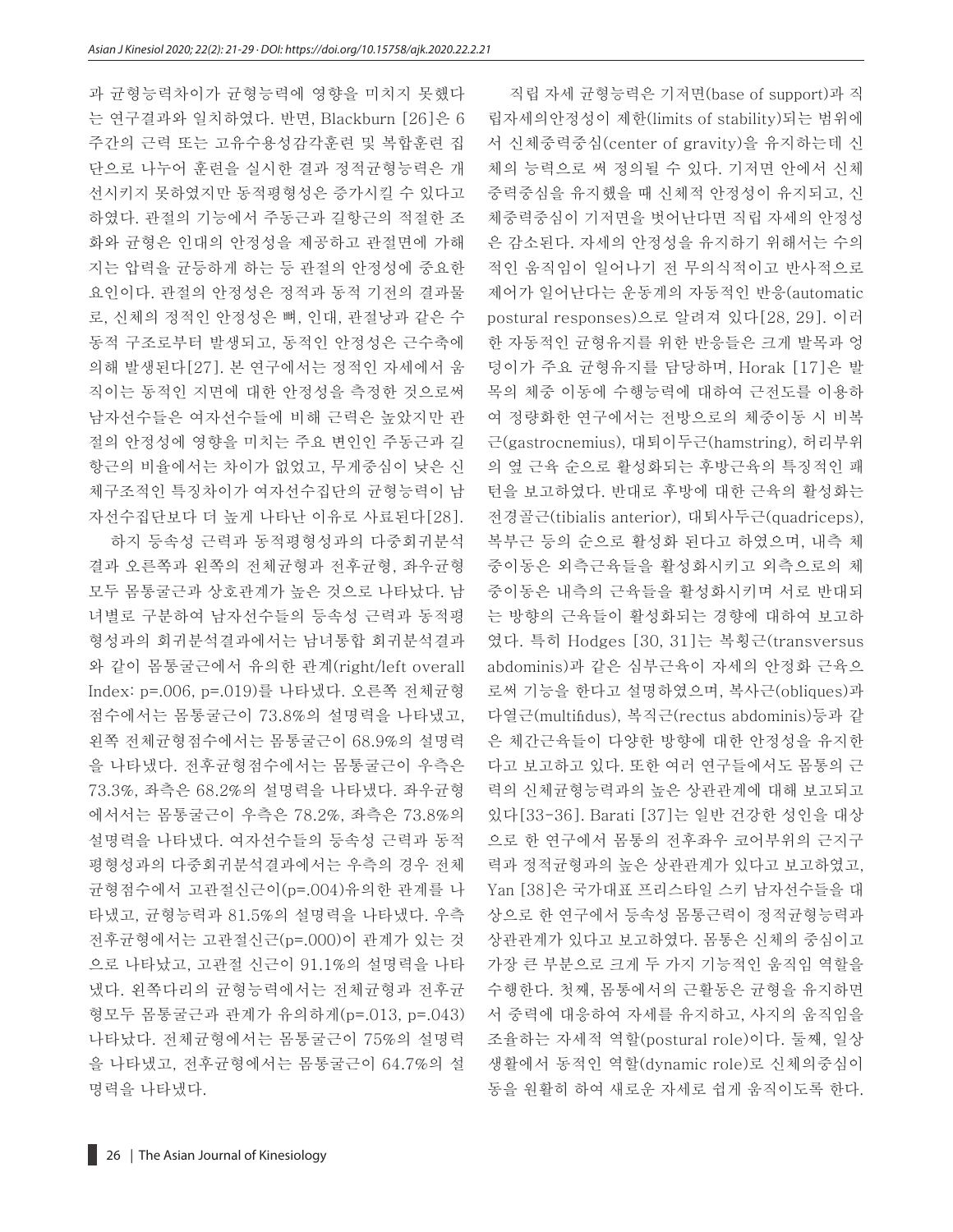과 균형능력차이가 균형능력에 영향을 미치지 못했다는 연구결과와 일치하였다. 반면, Blackburn [26]은 6주간의 근력 또는 고유수용성감각훈련 및 복합훈련 집단으로 나누어 훈련을 실시한 결과 정적균형능력은 개선시키지 못하였지만 동적평형성은 증가시킬 수 있다고 하였다. 관절의 기능에서 주동근과 길항근의 적절한 조화와 균형은 인대의 안정성을 제공하고 관절면에 가해지는 압력을 균등하게 하는 등 관절의 안정성에 중요한 요인이다. 관절의 안정성은 정적과 동적 기전의 결과물로, 신체의 정적인 안정성은 뼈, 인대, 관절낭과 같은 수동적 구조로부터 발생되고, 동적인 안정성은 근수축에 의해 발생된다[27]. 본 연구에서는 정적인 자세에서 움직이는 동적인 지면에 대한 안정성을 측정한 것으로써 남자선수들은 여자선수들에 비해 근력은 높았지만 관절의 안정성에 영향을 미치는 주요 변인인 주동근과 길항근의 비율에서는 차이가 없었고, 무게중심이 낮은 신체구조적인 특징차이가 여자선수집단의 균형능력이 남자선수집단보다 더 높게 나타난 이유로 사료된다[28].

하지 등속성 근력과 동적평형성과의 다중회귀분석 결과 오른쪽과 왼쪽의 전체균형과 전후균형, 좌우균형 모두 몸통굴근과 상호관계가 높은 것으로 나타났다. 남녀별로 구분하여 남자선수들의 등속성 근력과 동적평형성과의 회귀분석결과에서는 남녀통합 회귀분석결과와 같이 몸통굴근에서 유의한 관계(right/left overall Index: p=.006, p=.019)를 나타냈다. 오른쪽 전체균형 점수에서는 몸통굴근이 73.8%의 설명력을 나타냈고, 왼쪽 전체균형점수에서는 몸통굴근이 68.9%의 설명력을 나타냈다. 전후균형점수에서는 몸통굴근이 우측은 73.3%, 좌측은 68.2%의 설명력을 나타냈다. 좌우균형에서서는 몸통굴근이 우측은 78.2%, 좌측은 73.8%의 설명력을 나타냈다. 여자선수들의 등속성 근력과 동적평형성과의 다중회귀분석결과에서는 우측의 경우 전체균형점수에서 고관절신근이(p=.004)유의한 관계를 나타냈고, 균형능력과 81.5%의 설명력을 나타냈다. 우측 전후균형에서는 고관절신근(p=.000)이 관계가 있는 것으로 나타났고, 고관절 신근이 91.1%의 설명력을 나타냈다. 왼쪽다리의 균형능력에서는 전체균형과 전후균형모두 몸통굴근과 관계가 유의하게(p=.013, p=.043) 나타났다. 전체균형에서는 몸통굴근이 75%의 설명력을 나타냈고, 전후균형에서는 몸통굴근이 64.7%의 설명력을 나타냈다.

직립 자세 균형능력은 기저면(base of support)과 직립자세의안정성이 제한(limits of stability)되는 범위에서 신체중력중심(center of gravity)을 유지하는데 신체의 능력으로 써 정의될 수 있다. 기저면 안에서 신체중력중심을 유지했을 때 신체적 안정성이 유지되고, 신체중력중심이 기저면을 벗어난다면 직립 자세의 안정성은 감소된다. 자세의 안정성을 유지하기 위해서는 수의적인 움직임이 일어나기 전 무의식적이고 반사적으로 제어가 일어난다는 운동계의 자동적인 반응(automatic postural responses)으로 알려져 있다[28, 29]. 이러한 자동적인 균형유지를 위한 반응들은 크게 발목과 엉덩이가 주요 균형유지를 담당하며, Horak [17]은 발목의 체중 이동에 수행능력에 대하여 근전도를 이용하여 정량화한 연구에서는 전방으로의 체중이동 시 비복근(gastrocnemius), 대퇴이두근(hamstring), 허리부위의 옆 근육 순으로 활성화되는 후방근육의 특징적인 패턴을 보고하였다. 반대로 후방에 대한 근육의 활성화는 전경골근(tibialis anterior), 대퇴사두근(quadriceps), 복부근 등의 순으로 활성화 된다고 하였으며, 내측 체중이동은 외측근육들을 활성화시키고 외측으로의 체중이동은 내측의 근육들을 활성화시키며 서로 반대되는 방향의 근육들이 활성화되는 경향에 대하여 보고하였다. 특히 Hodges [30, 31]는 복횡근(transversus abdominis)과 같은 심부근육이 자세의 안정화 근육으로써 기능을 한다고 설명하였으며, 복사근(obliques)과 다열근(multifidus), 복직근(rectus abdominis)등과 같은 체간근육들이 다양한 방향에 대한 안정성을 유지한다고 보고하고 있다. 또한 여러 연구들에서도 몸통의 근력의 신체균형능력과의 높은 상관관계에 대해 보고되고 있다[33-36]. Barati [37]는 일반 건강한 성인을 대상으로 한 연구에서 몸통의 전후좌우 코어부위의 근지구력과 정적균형과의 높은 상관관계가 있다고 보고하였고, Yan [38]은 국가대표 프리스타일 스키 남자선수들을 대상으로 한 연구에서 등속성 몸통근력이 정적균형능력과 상관관계가 있다고 보고하였다. 몸통은 신체의 중심이고 가장 큰 부분으로 크게 두 가지 기능적인 움직임 역할을 수행한다. 첫째, 몸통에서의 근활동은 균형을 유지하면서 중력에 대응하여 자세를 유지하고, 사지의 움직임을 조율하는 자세적 역할(postural role)이다. 둘째, 일상생활에서 동적인 역할(dynamic role)로 신체의중심이동을 원활히 하여 새로운 자세로 쉽게 움직이도록 한다.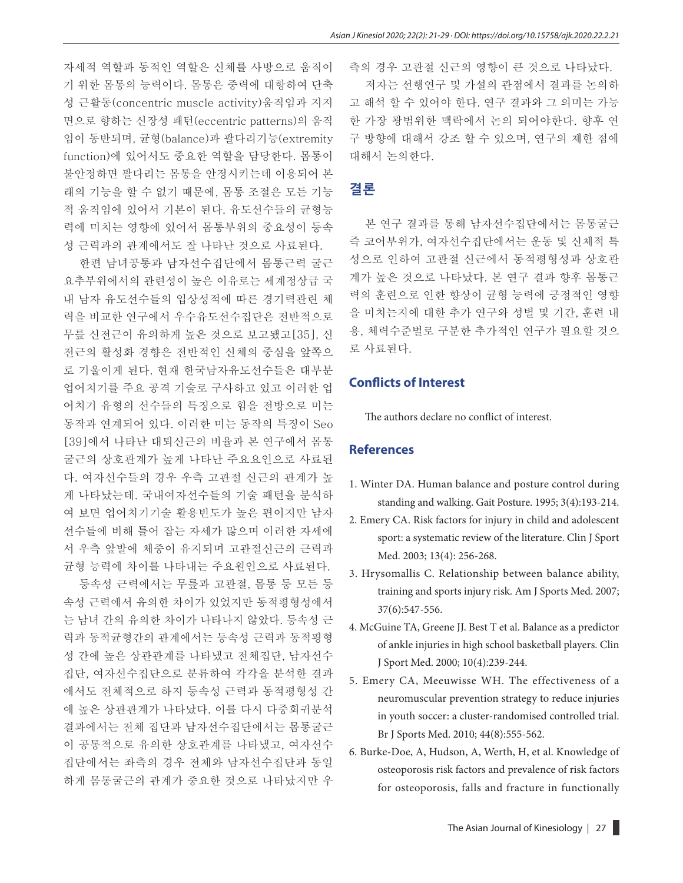자세적 역할과 동적인 역할은 신체를 사방으로 움직이기 위한 몸통의 능력이다. 몸통은 중력에 대항하여 단축성 근활동(concentric muscle activity)움직임과 지지면으로 향하는 신장성 패턴(eccentric patterns)의 움직임이 동반되며, 균형(balance)과 팔다리기능(extremity function)에 있어서도 중요한 역할을 담당한다. 몸통이 불안정하면 팔다리는 몸통을 안정시키는데 이용되어 본래의 기능을 할 수 없기 때문에, 몸통 조절은 모든 기능적 움직임에 있어서 기본이 된다. 유도선수들의 균형능력에 미치는 영향에 있어서 몸통부위의 중요성이 등속성 근력과의 관계에서도 잘 나타난 것으로 사료된다.

한편 남녀공통과 남자선수집단에서 몸통근력 굴근 요추부위에서의 관련성이 높은 이유로는 세계정상급 국내 남자 유도선수들의 입상성적에 따른 경기력관련 체력을 비교한 연구에서 우수유도선수집단은 전반적으로 무릎 신전근이 유의하게 높은 것으로 보고됐고[35], 신전근의 활성화 경향은 전반적인 신체의 중심을 앞쪽으로 기울이게 된다. 현재 한국남자유도선수들은 대부분 업어치기를 주요 공격 기술로 구사하고 있고 이러한 업어치기 유형의 선수들의 특징으로 힘을 전방으로 미는 동작과 연계되어 있다. 이러한 미는 동작의 특징이 Seo[39]에서 나타난 대퇴신근의 비율과 본 연구에서 몸통굴근의 상호관계가 높게 나타난 주요요인으로 사료된다. 여자선수들의 경우 우측 고관절 신근의 관계가 높게 나타났는데, 국내여자선수들의 기술 패턴을 분석하여 보면 업어치기기술 활용빈도가 높은 편이지만 남자선수들에 비해 틀어 잡는 자세가 많으며 이러한 자세에서 우측 앞발에 체중이 유지되며 고관절신근의 근력과 균형 능력에 차이를 나타내는 주요원인으로 사료된다.

등속성 근력에서는 무릎과 고관절, 몸통 등 모든 등속성 근력에서 유의한 차이가 있었지만 동적평형성에서는 남녀 간의 유의한 차이가 나타나지 않았다. 등속성 근력과 동적균형간의 관계에서는 등속성 근력과 동적평형성 간에 높은 상관관계를 나타냈고 전체집단, 남자선수집단, 여자선수집단으로 분류하여 각각을 분석한 결과에서도 전체적으로 하지 등속성 근력과 동적평형성 간에 높은 상관관계가 나타났다. 이를 다시 다중회귀분석 결과에서는 전체 집단과 남자선수집단에서는 몸통굴근이 공통적으로 유의한 상호관계를 나타냈고, 여자선수집단에서는 좌측의 경우 전체와 남자선수집단과 동일하게 몸통굴근의 관계가 중요한 것으로 나타났지만 우측의 경우 고관절 신근의 영향이 큰 것으로 나타났다.

저자는 선행연구 및 가설의 관점에서 결과를 논의하고 해석 할 수 있어야 한다. 연구 결과와 그 의미는 가능한 가장 광범위한 맥락에서 논의 되어야한다. 향후 연구 방향에 대해서 강조 할 수 있으며, 연구의 제한 점에 대해서 논의한다.

## 결론

본 연구 결과를 통해 남자선수집단에서는 몸통굴근 즉 코어부위가, 여자선수집단에서는 운동 및 신체적 특성으로 인하여 고관절 신근에서 동적평형성과 상호관계가 높은 것으로 나타났다. 본 연구 결과 향후 몸통근력의 훈련으로 인한 향상이 균형 능력에 긍정적인 영향을 미치는지에 대한 추가 연구와 성별 및 기간, 훈련 내용, 체력수준별로 구분한 추가적인 연구가 필요할 것으로 사료된다.

## Conflicts of Interest

The authors declare no conflict of interest.

## References

1. Winter DA. Human balance and posture control during standing and walking. Gait Posture. 1995; 3(4):193-214.
2. Emery CA. Risk factors for injury in child and adolescent sport: a systematic review of the literature. Clin J Sport Med. 2003; 13(4): 256-268.
3. Hrysomallis C. Relationship between balance ability, training and sports injury risk. Am J Sports Med. 2007; 37(6):547-556.
4. McGuine TA, Greene JJ. Best T et al. Balance as a predictor of ankle injuries in high school basketball players. Clin J Sport Med. 2000; 10(4):239-244.
5. Emery CA, Meeuwisse WH. The effectiveness of a neuromuscular prevention strategy to reduce injuries in youth soccer: a cluster-randomised controlled trial. Br J Sports Med. 2010; 44(8):555-562.
6. Burke-Doe, A, Hudson, A, Werth, H, et al. Knowledge of osteoporosis risk factors and prevalence of risk factors for osteoporosis, falls and fracture in functionally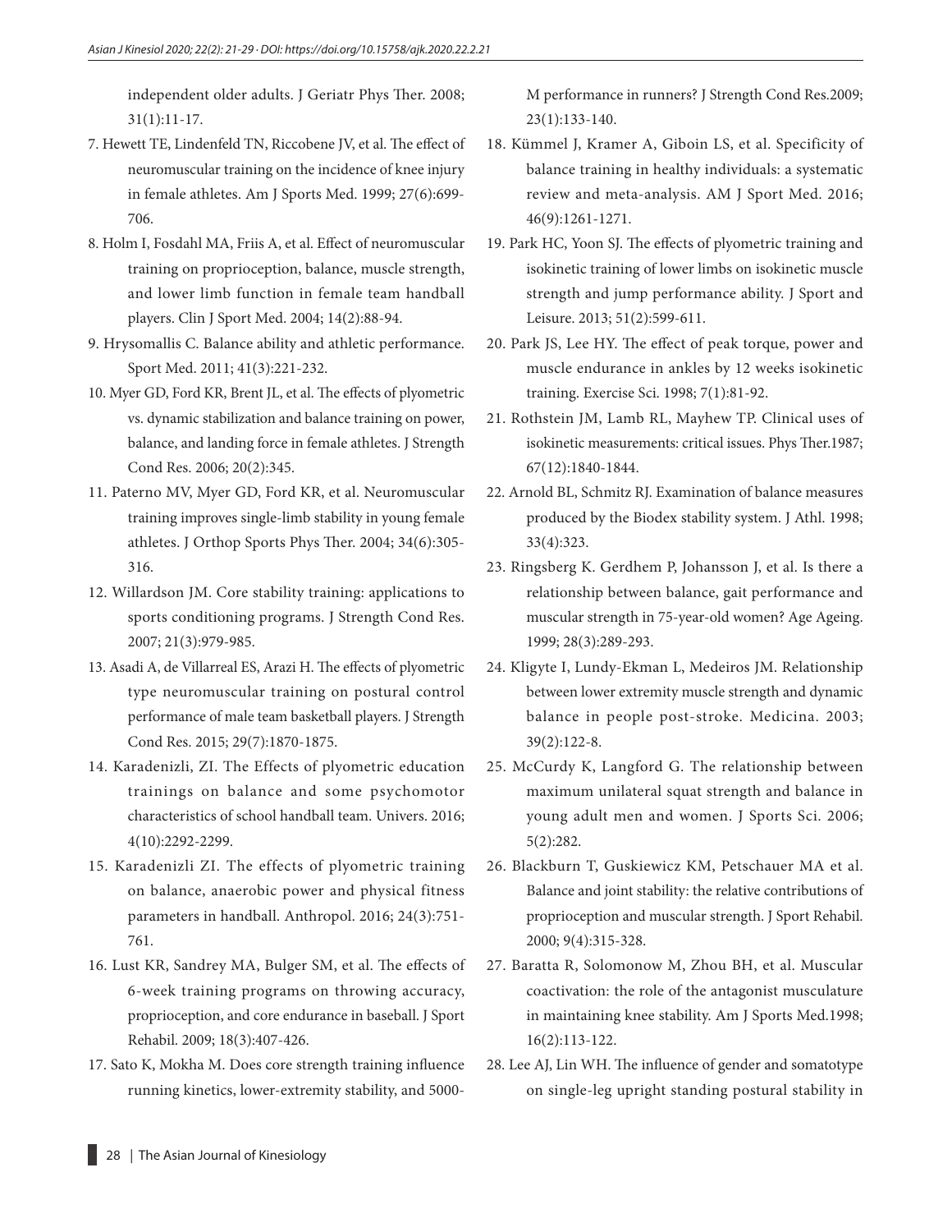independent older adults. J Geriatr Phys Ther. 2008; 31(1):11-17.

7. Hewett TE, Lindenfeld TN, Riccobene JV, et al. The effect of neuromuscular training on the incidence of knee injury in female athletes. Am J Sports Med. 1999; 27(6):699-706.
8. Holm I, Fosdahl MA, Friis A, et al. Effect of neuromuscular training on proprioception, balance, muscle strength, and lower limb function in female team handball players. Clin J Sport Med. 2004; 14(2):88-94.
9. Hrysomallis C. Balance ability and athletic performance. Sport Med. 2011; 41(3):221-232.
10. Myer GD, Ford KR, Brent JL, et al. The effects of plyometric vs. dynamic stabilization and balance training on power, balance, and landing force in female athletes. J Strength Cond Res. 2006; 20(2):345.
11. Paterno MV, Myer GD, Ford KR, et al. Neuromuscular training improves single-limb stability in young female athletes. J Orthop Sports Phys Ther. 2004; 34(6):305-316.
12. Willardson JM. Core stability training: applications to sports conditioning programs. J Strength Cond Res. 2007; 21(3):979-985.
13. Asadi A, de Villarreal ES, Arazi H. The effects of plyometric type neuromuscular training on postural control performance of male team basketball players. J Strength Cond Res. 2015; 29(7):1870-1875.
14. Karadenizli, ZI. The Effects of plyometric education trainings on balance and some psychomotor characteristics of school handball team. Univers. 2016; 4(10):2292-2299.
15. Karadenizli ZI. The effects of plyometric training on balance, anaerobic power and physical fitness parameters in handball. Anthropol. 2016; 24(3):751-761.
16. Lust KR, Sandrey MA, Bulger SM, et al. The effects of 6-week training programs on throwing accuracy, proprioception, and core endurance in baseball. J Sport Rehabil. 2009; 18(3):407-426.
17. Sato K, Mokha M. Does core strength training influence running kinetics, lower-extremity stability, and 5000-M performance in runners? J Strength Cond Res.2009; 23(1):133-140.
18. Kümmel J, Kramer A, Giboin LS, et al. Specificity of balance training in healthy individuals: a systematic review and meta-analysis. AM J Sport Med. 2016; 46(9):1261-1271.
19. Park HC, Yoon SJ. The effects of plyometric training and isokinetic training of lower limbs on isokinetic muscle strength and jump performance ability. J Sport and Leisure. 2013; 51(2):599-611.
20. Park JS, Lee HY. The effect of peak torque, power and muscle endurance in ankles by 12 weeks isokinetic training. Exercise Sci. 1998; 7(1):81-92.
21. Rothstein JM, Lamb RL, Mayhew TP. Clinical uses of isokinetic measurements: critical issues. Phys Ther.1987; 67(12):1840-1844.
22. Arnold BL, Schmitz RJ. Examination of balance measures produced by the Biodex stability system. J Athl. 1998; 33(4):323.
23. Ringsberg K. Gerdhem P, Johansson J, et al. Is there a relationship between balance, gait performance and muscular strength in 75-year-old women? Age Ageing. 1999; 28(3):289-293.
24. Kligyte I, Lundy-Ekman L, Medeiros JM. Relationship between lower extremity muscle strength and dynamic balance in people post-stroke. Medicina. 2003; 39(2):122-8.
25. McCurdy K, Langford G. The relationship between maximum unilateral squat strength and balance in young adult men and women. J Sports Sci. 2006; 5(2):282.
26. Blackburn T, Guskiewicz KM, Petschauer MA et al. Balance and joint stability: the relative contributions of proprioception and muscular strength. J Sport Rehabil. 2000; 9(4):315-328.
27. Baratta R, Solomonow M, Zhou BH, et al. Muscular coactivation: the role of the antagonist musculature in maintaining knee stability. Am J Sports Med.1998; 16(2):113-122.
28. Lee AJ, Lin WH. The influence of gender and somatotype on single-leg upright standing postural stability in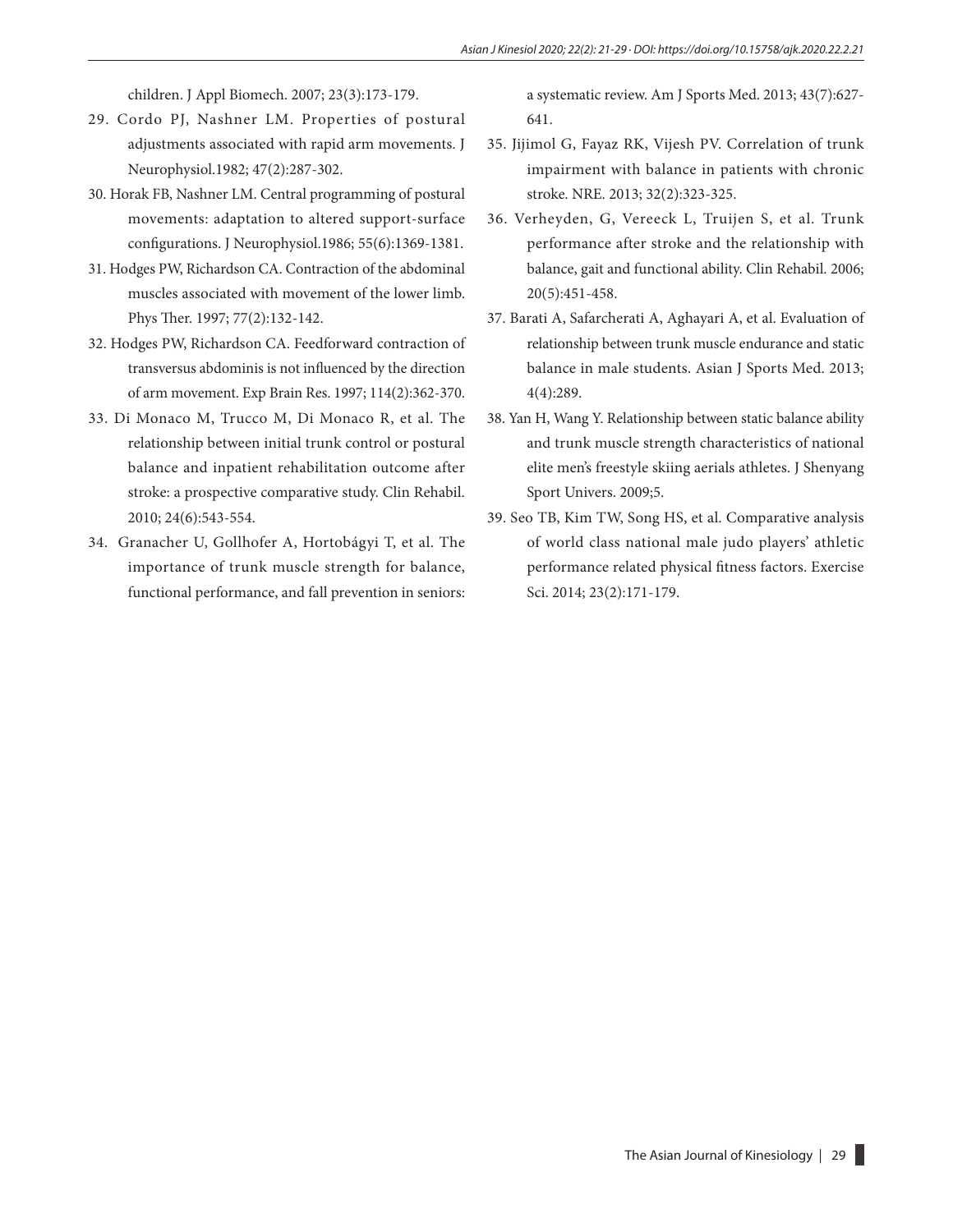children. J Appl Biomech. 2007; 23(3):173-179.

29. Cordo PJ, Nashner LM. Properties of postural adjustments associated with rapid arm movements. J Neurophysiol.1982; 47(2):287-302.
30. Horak FB, Nashner LM. Central programming of postural movements: adaptation to altered support-surface configurations. J Neurophysiol.1986; 55(6):1369-1381.
31. Hodges PW, Richardson CA. Contraction of the abdominal muscles associated with movement of the lower limb. Phys Ther. 1997; 77(2):132-142.
32. Hodges PW, Richardson CA. Feedforward contraction of transversus abdominis is not influenced by the direction of arm movement. Exp Brain Res. 1997; 114(2):362-370.
33. Di Monaco M, Trucco M, Di Monaco R, et al. The relationship between initial trunk control or postural balance and inpatient rehabilitation outcome after stroke: a prospective comparative study. Clin Rehabil. 2010; 24(6):543-554.
34. Granacher U, Gollhofer A, Hortobágyi T, et al. The importance of trunk muscle strength for balance, functional performance, and fall prevention in seniors: a systematic review. Am J Sports Med. 2013; 43(7):627-641.
35. Jijimol G, Fayaz RK, Vijesh PV. Correlation of trunk impairment with balance in patients with chronic stroke. NRE. 2013; 32(2):323-325.
36. Verheyden, G, Vereeck L, Truijen S, et al. Trunk performance after stroke and the relationship with balance, gait and functional ability. Clin Rehabil. 2006; 20(5):451-458.
37. Barati A, Safarcherati A, Aghayari A, et al. Evaluation of relationship between trunk muscle endurance and static balance in male students. Asian J Sports Med. 2013; 4(4):289.
38. Yan H, Wang Y. Relationship between static balance ability and trunk muscle strength characteristics of national elite men's freestyle skiing aerials athletes. J Shenyang Sport Univers. 2009;5.
39. Seo TB, Kim TW, Song HS, et al. Comparative analysis of world class national male judo players' athletic performance related physical fitness factors. Exercise Sci. 2014; 23(2):171-179.